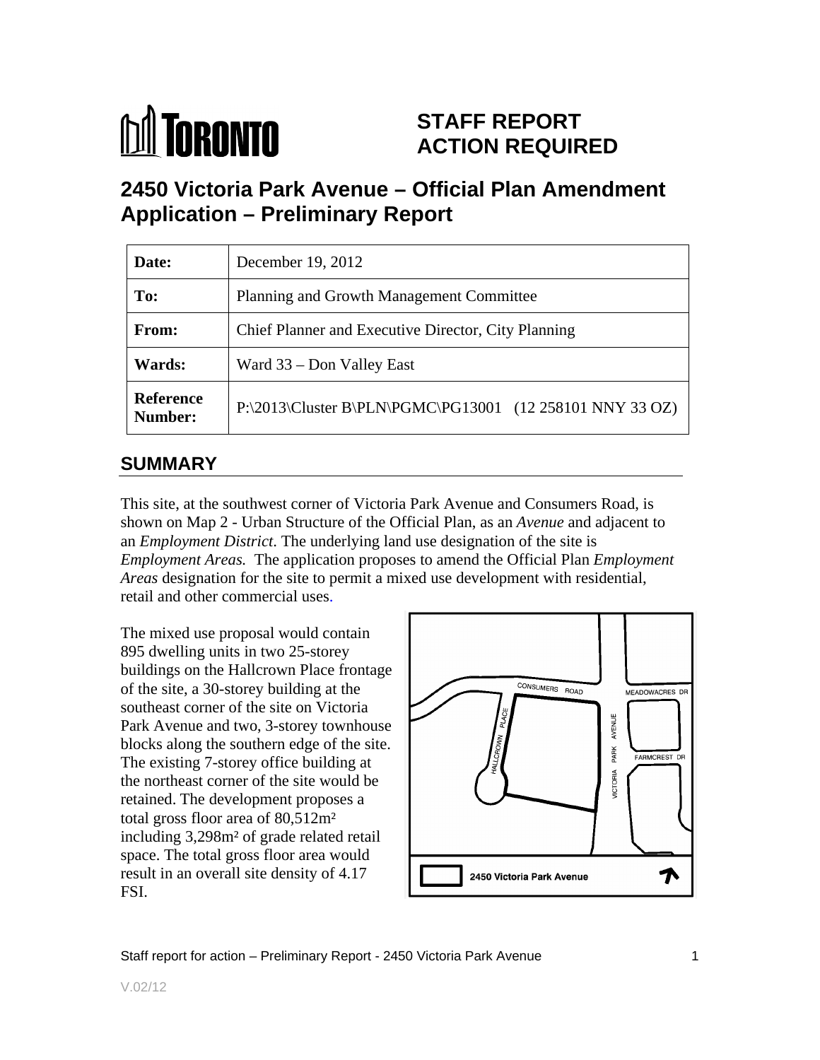# TORONTO

**STAFF REPORT**
**ACTION REQUIRED**

# 2450 Victoria Park Avenue – Official Plan Amendment Application – Preliminary Report

| **Date:** | December 19, 2012 |
|---|---|
| **To:** | Planning and Growth Management Committee |
| **From:** | Chief Planner and Executive Director, City Planning |
| **Wards:** | Ward 33 – Don Valley East |
| **Reference Number:** | P:\2013\Cluster B\PLN\PGMC\PG13001 (12 258101 NNY 33 OZ) |

## SUMMARY

This site, at the southwest corner of Victoria Park Avenue and Consumers Road, is shown on Map 2 - Urban Structure of the Official Plan, as an *Avenue* and adjacent to an *Employment District*. The underlying land use designation of the site is *Employment Areas.* The application proposes to amend the Official Plan *Employment Areas* designation for the site to permit a mixed use development with residential, retail and other commercial uses.

The mixed use proposal would contain 895 dwelling units in two 25-storey buildings on the Hallcrown Place frontage of the site, a 30-storey building at the southeast corner of the site on Victoria Park Avenue and two, 3-storey townhouse blocks along the southern edge of the site. The existing 7-storey office building at the northeast corner of the site would be retained. The development proposes a total gross floor area of 80,512m² including 3,298m² of grade related retail space. The total gross floor area would result in an overall site density of 4.17 FSI.

CONSUMERS ROAD
MEADOWACRES DR
HALLCROWN PLACE
VICTORIA PARK AVENUE
FARMCREST DR
2450 Victoria Park Avenue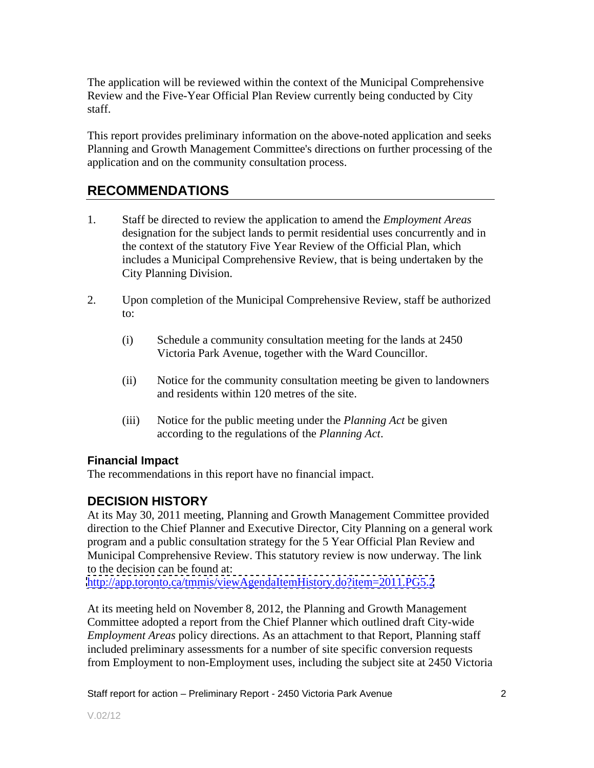The application will be reviewed within the context of the Municipal Comprehensive Review and the Five-Year Official Plan Review currently being conducted by City staff.

This report provides preliminary information on the above-noted application and seeks Planning and Growth Management Committee's directions on further processing of the application and on the community consultation process.

## RECOMMENDATIONS

1. Staff be directed to review the application to amend the *Employment Areas* designation for the subject lands to permit residential uses concurrently and in the context of the statutory Five Year Review of the Official Plan, which includes a Municipal Comprehensive Review, that is being undertaken by the City Planning Division.

2. Upon completion of the Municipal Comprehensive Review, staff be authorized to:

   (i) Schedule a community consultation meeting for the lands at 2450 Victoria Park Avenue, together with the Ward Councillor.

   (ii) Notice for the community consultation meeting be given to landowners and residents within 120 metres of the site.

   (iii) Notice for the public meeting under the *Planning Act* be given according to the regulations of the *Planning Act*.

### Financial Impact

The recommendations in this report have no financial impact.

## DECISION HISTORY

At its May 30, 2011 meeting, Planning and Growth Management Committee provided direction to the Chief Planner and Executive Director, City Planning on a general work program and a public consultation strategy for the 5 Year Official Plan Review and Municipal Comprehensive Review. This statutory review is now underway. The link to the decision can be found at:
http://app.toronto.ca/tmmis/viewAgendaItemHistory.do?item=2011.PG5.2

At its meeting held on November 8, 2012, the Planning and Growth Management Committee adopted a report from the Chief Planner which outlined draft City-wide *Employment Areas* policy directions. As an attachment to that Report, Planning staff included preliminary assessments for a number of site specific conversion requests from Employment to non-Employment uses, including the subject site at 2450 Victoria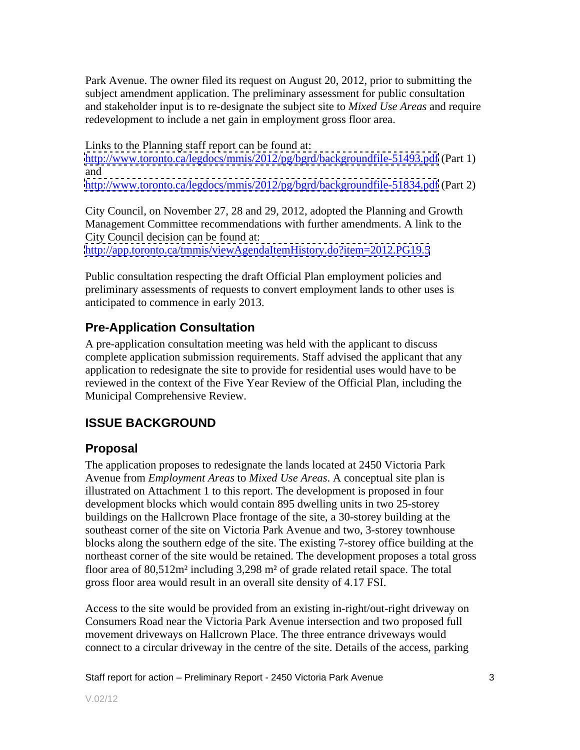Park Avenue. The owner filed its request on August 20, 2012, prior to submitting the subject amendment application. The preliminary assessment for public consultation and stakeholder input is to re-designate the subject site to *Mixed Use Areas* and require redevelopment to include a net gain in employment gross floor area.

Links to the Planning staff report can be found at:
http://www.toronto.ca/legdocs/mmis/2012/pg/bgrd/backgroundfile-51493.pdf (Part 1)
and
http://www.toronto.ca/legdocs/mmis/2012/pg/bgrd/backgroundfile-51834.pdf (Part 2)

City Council, on November 27, 28 and 29, 2012, adopted the Planning and Growth Management Committee recommendations with further amendments. A link to the City Council decision can be found at:
http://app.toronto.ca/tmmis/viewAgendaItemHistory.do?item=2012.PG19.5

Public consultation respecting the draft Official Plan employment policies and preliminary assessments of requests to convert employment lands to other uses is anticipated to commence in early 2013.

## Pre-Application Consultation

A pre-application consultation meeting was held with the applicant to discuss complete application submission requirements. Staff advised the applicant that any application to redesignate the site to provide for residential uses would have to be reviewed in the context of the Five Year Review of the Official Plan, including the Municipal Comprehensive Review.

# ISSUE BACKGROUND

## Proposal

The application proposes to redesignate the lands located at 2450 Victoria Park Avenue from *Employment Areas* to *Mixed Use Areas*. A conceptual site plan is illustrated on Attachment 1 to this report. The development is proposed in four development blocks which would contain 895 dwelling units in two 25-storey buildings on the Hallcrown Place frontage of the site, a 30-storey building at the southeast corner of the site on Victoria Park Avenue and two, 3-storey townhouse blocks along the southern edge of the site. The existing 7-storey office building at the northeast corner of the site would be retained. The development proposes a total gross floor area of 80,512m² including 3,298 m² of grade related retail space. The total gross floor area would result in an overall site density of 4.17 FSI.

Access to the site would be provided from an existing in-right/out-right driveway on Consumers Road near the Victoria Park Avenue intersection and two proposed full movement driveways on Hallcrown Place. The three entrance driveways would connect to a circular driveway in the centre of the site. Details of the access, parking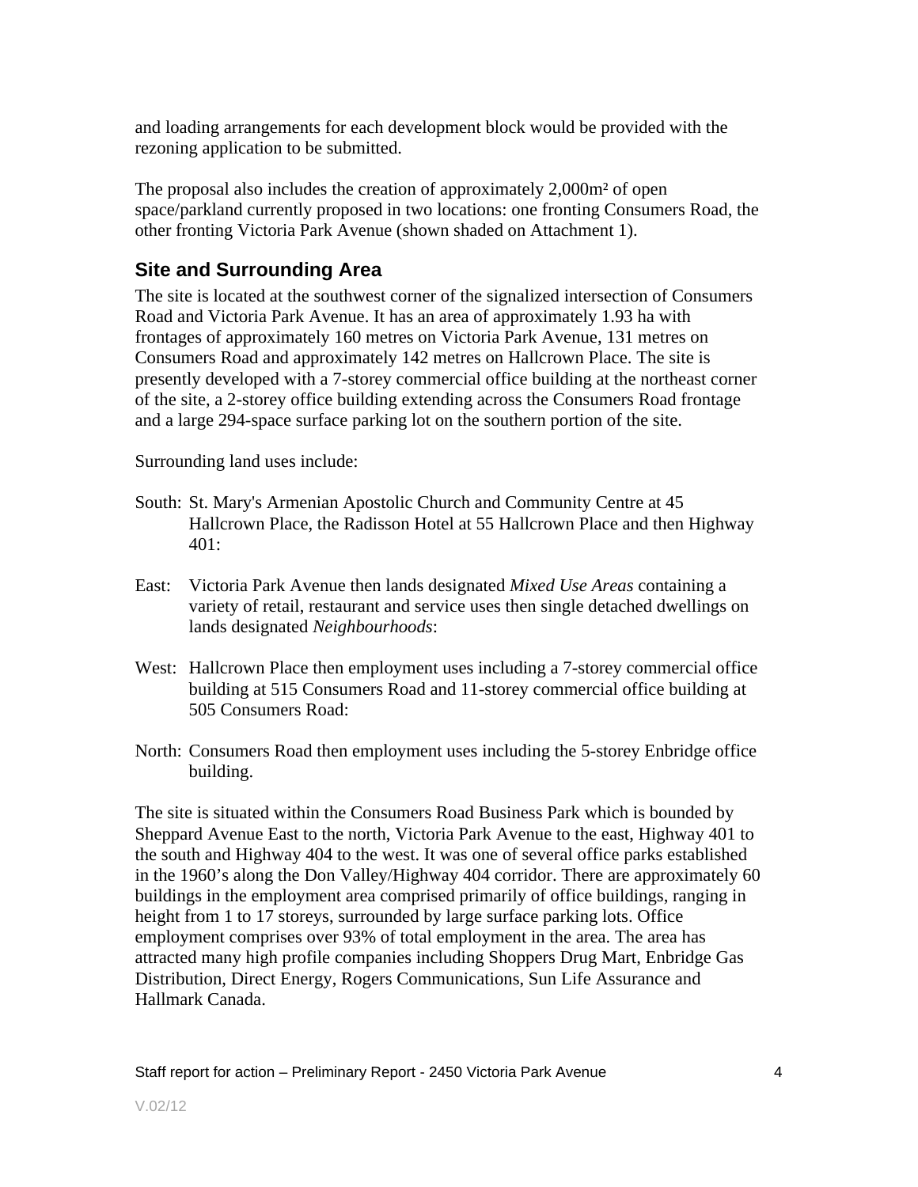and loading arrangements for each development block would be provided with the rezoning application to be submitted.

The proposal also includes the creation of approximately 2,000m² of open space/parkland currently proposed in two locations: one fronting Consumers Road, the other fronting Victoria Park Avenue (shown shaded on Attachment 1).

## Site and Surrounding Area

The site is located at the southwest corner of the signalized intersection of Consumers Road and Victoria Park Avenue. It has an area of approximately 1.93 ha with frontages of approximately 160 metres on Victoria Park Avenue, 131 metres on Consumers Road and approximately 142 metres on Hallcrown Place. The site is presently developed with a 7-storey commercial office building at the northeast corner of the site, a 2-storey office building extending across the Consumers Road frontage and a large 294-space surface parking lot on the southern portion of the site.

Surrounding land uses include:

South: St. Mary's Armenian Apostolic Church and Community Centre at 45 Hallcrown Place, the Radisson Hotel at 55 Hallcrown Place and then Highway 401:

East: Victoria Park Avenue then lands designated *Mixed Use Areas* containing a variety of retail, restaurant and service uses then single detached dwellings on lands designated *Neighbourhoods*:

West: Hallcrown Place then employment uses including a 7-storey commercial office building at 515 Consumers Road and 11-storey commercial office building at 505 Consumers Road:

North: Consumers Road then employment uses including the 5-storey Enbridge office building.

The site is situated within the Consumers Road Business Park which is bounded by Sheppard Avenue East to the north, Victoria Park Avenue to the east, Highway 401 to the south and Highway 404 to the west. It was one of several office parks established in the 1960's along the Don Valley/Highway 404 corridor. There are approximately 60 buildings in the employment area comprised primarily of office buildings, ranging in height from 1 to 17 storeys, surrounded by large surface parking lots. Office employment comprises over 93% of total employment in the area. The area has attracted many high profile companies including Shoppers Drug Mart, Enbridge Gas Distribution, Direct Energy, Rogers Communications, Sun Life Assurance and Hallmark Canada.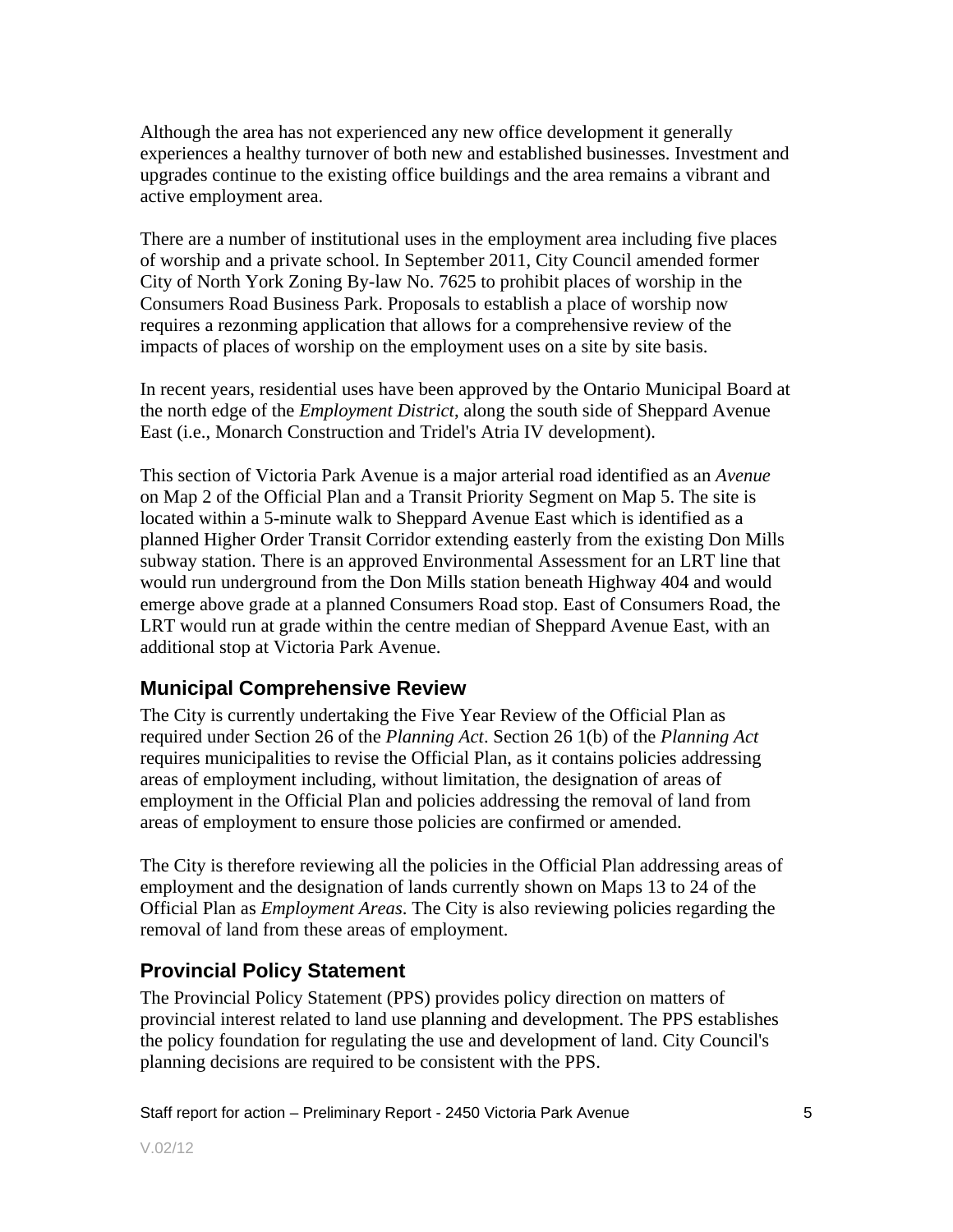Although the area has not experienced any new office development it generally experiences a healthy turnover of both new and established businesses. Investment and upgrades continue to the existing office buildings and the area remains a vibrant and active employment area.

There are a number of institutional uses in the employment area including five places of worship and a private school. In September 2011, City Council amended former City of North York Zoning By-law No. 7625 to prohibit places of worship in the Consumers Road Business Park. Proposals to establish a place of worship now requires a rezonming application that allows for a comprehensive review of the impacts of places of worship on the employment uses on a site by site basis.

In recent years, residential uses have been approved by the Ontario Municipal Board at the north edge of the *Employment District*, along the south side of Sheppard Avenue East (i.e., Monarch Construction and Tridel's Atria IV development).

This section of Victoria Park Avenue is a major arterial road identified as an *Avenue* on Map 2 of the Official Plan and a Transit Priority Segment on Map 5. The site is located within a 5-minute walk to Sheppard Avenue East which is identified as a planned Higher Order Transit Corridor extending easterly from the existing Don Mills subway station. There is an approved Environmental Assessment for an LRT line that would run underground from the Don Mills station beneath Highway 404 and would emerge above grade at a planned Consumers Road stop. East of Consumers Road, the LRT would run at grade within the centre median of Sheppard Avenue East, with an additional stop at Victoria Park Avenue.

## Municipal Comprehensive Review

The City is currently undertaking the Five Year Review of the Official Plan as required under Section 26 of the *Planning Act*. Section 26 1(b) of the *Planning Act* requires municipalities to revise the Official Plan, as it contains policies addressing areas of employment including, without limitation, the designation of areas of employment in the Official Plan and policies addressing the removal of land from areas of employment to ensure those policies are confirmed or amended.

The City is therefore reviewing all the policies in the Official Plan addressing areas of employment and the designation of lands currently shown on Maps 13 to 24 of the Official Plan as *Employment Areas*. The City is also reviewing policies regarding the removal of land from these areas of employment.

## Provincial Policy Statement

The Provincial Policy Statement (PPS) provides policy direction on matters of provincial interest related to land use planning and development. The PPS establishes the policy foundation for regulating the use and development of land. City Council's planning decisions are required to be consistent with the PPS.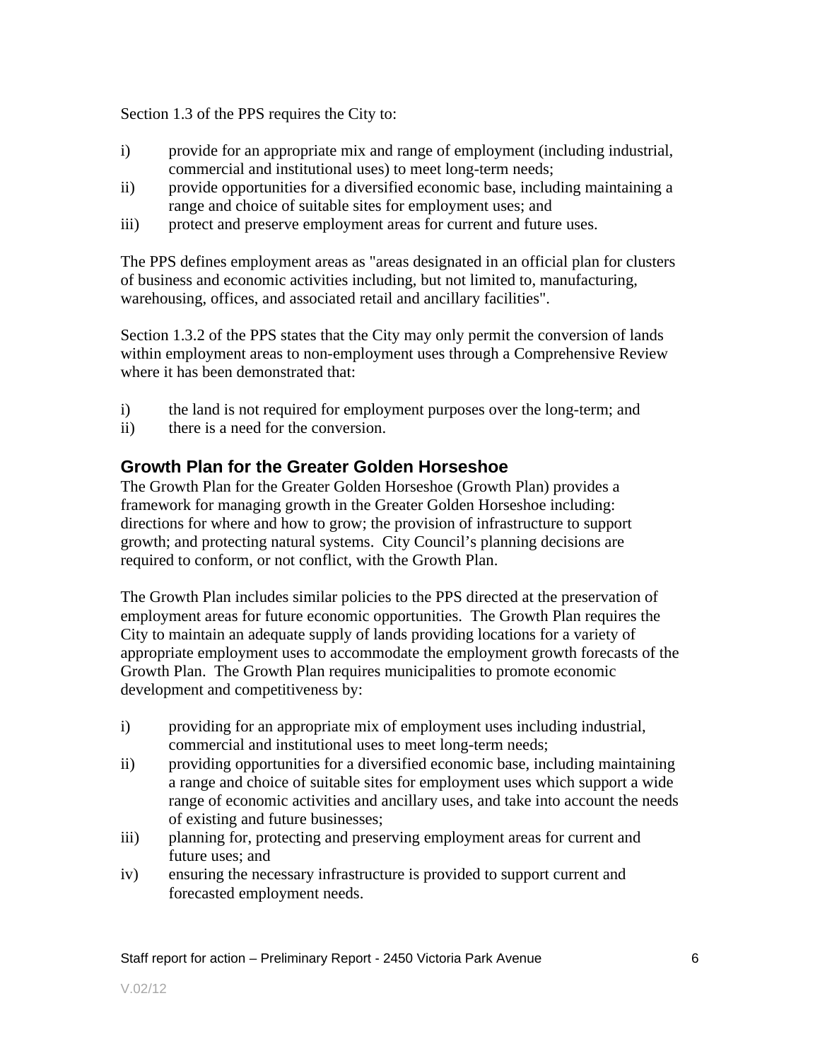Section 1.3 of the PPS requires the City to:

i) provide for an appropriate mix and range of employment (including industrial, commercial and institutional uses) to meet long-term needs;
ii) provide opportunities for a diversified economic base, including maintaining a range and choice of suitable sites for employment uses; and
iii) protect and preserve employment areas for current and future uses.

The PPS defines employment areas as "areas designated in an official plan for clusters of business and economic activities including, but not limited to, manufacturing, warehousing, offices, and associated retail and ancillary facilities".

Section 1.3.2 of the PPS states that the City may only permit the conversion of lands within employment areas to non-employment uses through a Comprehensive Review where it has been demonstrated that:

i) the land is not required for employment purposes over the long-term; and
ii) there is a need for the conversion.

## Growth Plan for the Greater Golden Horseshoe

The Growth Plan for the Greater Golden Horseshoe (Growth Plan) provides a framework for managing growth in the Greater Golden Horseshoe including: directions for where and how to grow; the provision of infrastructure to support growth; and protecting natural systems. City Council's planning decisions are required to conform, or not conflict, with the Growth Plan.

The Growth Plan includes similar policies to the PPS directed at the preservation of employment areas for future economic opportunities. The Growth Plan requires the City to maintain an adequate supply of lands providing locations for a variety of appropriate employment uses to accommodate the employment growth forecasts of the Growth Plan. The Growth Plan requires municipalities to promote economic development and competitiveness by:

i) providing for an appropriate mix of employment uses including industrial, commercial and institutional uses to meet long-term needs;
ii) providing opportunities for a diversified economic base, including maintaining a range and choice of suitable sites for employment uses which support a wide range of economic activities and ancillary uses, and take into account the needs of existing and future businesses;
iii) planning for, protecting and preserving employment areas for current and future uses; and
iv) ensuring the necessary infrastructure is provided to support current and forecasted employment needs.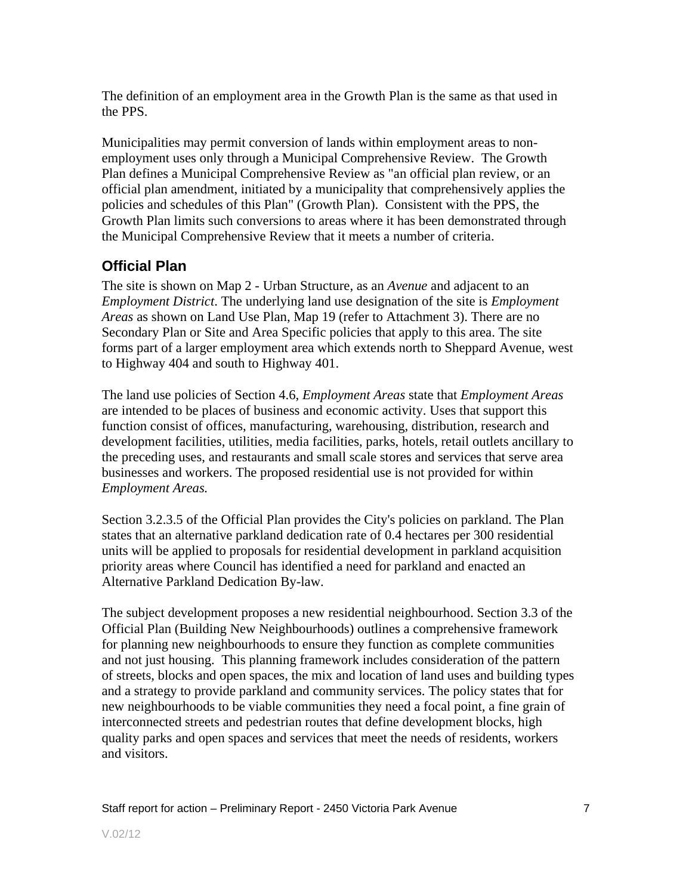The definition of an employment area in the Growth Plan is the same as that used in the PPS.

Municipalities may permit conversion of lands within employment areas to non-employment uses only through a Municipal Comprehensive Review. The Growth Plan defines a Municipal Comprehensive Review as "an official plan review, or an official plan amendment, initiated by a municipality that comprehensively applies the policies and schedules of this Plan" (Growth Plan). Consistent with the PPS, the Growth Plan limits such conversions to areas where it has been demonstrated through the Municipal Comprehensive Review that it meets a number of criteria.

## Official Plan

The site is shown on Map 2 - Urban Structure, as an *Avenue* and adjacent to an *Employment District*. The underlying land use designation of the site is *Employment Areas* as shown on Land Use Plan, Map 19 (refer to Attachment 3). There are no Secondary Plan or Site and Area Specific policies that apply to this area. The site forms part of a larger employment area which extends north to Sheppard Avenue, west to Highway 404 and south to Highway 401.

The land use policies of Section 4.6, *Employment Areas* state that *Employment Areas* are intended to be places of business and economic activity. Uses that support this function consist of offices, manufacturing, warehousing, distribution, research and development facilities, utilities, media facilities, parks, hotels, retail outlets ancillary to the preceding uses, and restaurants and small scale stores and services that serve area businesses and workers. The proposed residential use is not provided for within *Employment Areas.*

Section 3.2.3.5 of the Official Plan provides the City's policies on parkland. The Plan states that an alternative parkland dedication rate of 0.4 hectares per 300 residential units will be applied to proposals for residential development in parkland acquisition priority areas where Council has identified a need for parkland and enacted an Alternative Parkland Dedication By-law.

The subject development proposes a new residential neighbourhood. Section 3.3 of the Official Plan (Building New Neighbourhoods) outlines a comprehensive framework for planning new neighbourhoods to ensure they function as complete communities and not just housing. This planning framework includes consideration of the pattern of streets, blocks and open spaces, the mix and location of land uses and building types and a strategy to provide parkland and community services. The policy states that for new neighbourhoods to be viable communities they need a focal point, a fine grain of interconnected streets and pedestrian routes that define development blocks, high quality parks and open spaces and services that meet the needs of residents, workers and visitors.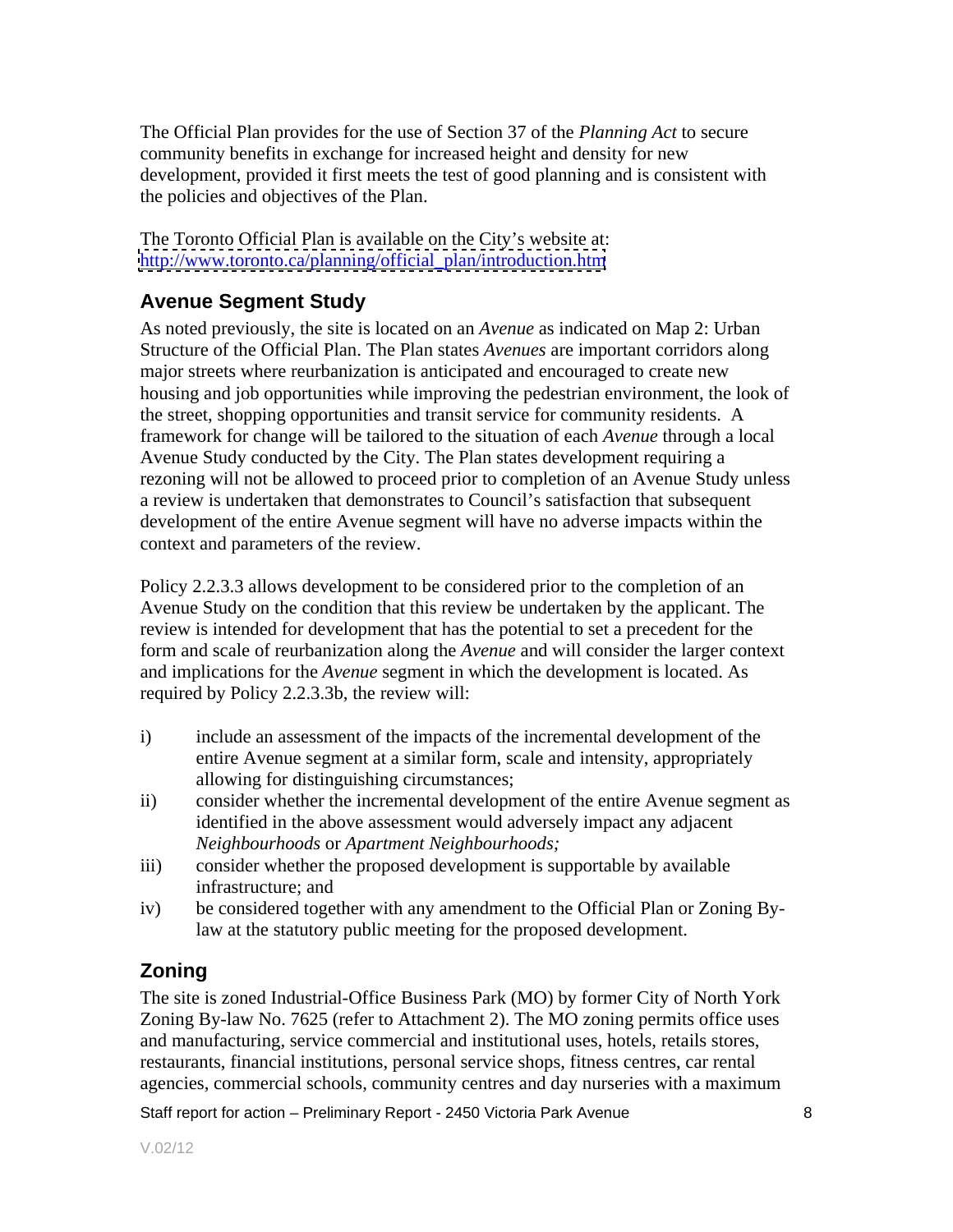The Official Plan provides for the use of Section 37 of the *Planning Act* to secure community benefits in exchange for increased height and density for new development, provided it first meets the test of good planning and is consistent with the policies and objectives of the Plan.

The Toronto Official Plan is available on the City's website at: [http://www.toronto.ca/planning/official_plan/introduction.htm](http://www.toronto.ca/planning/official_plan/introduction.htm)

## Avenue Segment Study

As noted previously, the site is located on an *Avenue* as indicated on Map 2: Urban Structure of the Official Plan. The Plan states *Avenues* are important corridors along major streets where reurbanization is anticipated and encouraged to create new housing and job opportunities while improving the pedestrian environment, the look of the street, shopping opportunities and transit service for community residents. A framework for change will be tailored to the situation of each *Avenue* through a local Avenue Study conducted by the City. The Plan states development requiring a rezoning will not be allowed to proceed prior to completion of an Avenue Study unless a review is undertaken that demonstrates to Council's satisfaction that subsequent development of the entire Avenue segment will have no adverse impacts within the context and parameters of the review.

Policy 2.2.3.3 allows development to be considered prior to the completion of an Avenue Study on the condition that this review be undertaken by the applicant. The review is intended for development that has the potential to set a precedent for the form and scale of reurbanization along the *Avenue* and will consider the larger context and implications for the *Avenue* segment in which the development is located. As required by Policy 2.2.3.3b, the review will:

i) include an assessment of the impacts of the incremental development of the entire Avenue segment at a similar form, scale and intensity, appropriately allowing for distinguishing circumstances;

ii) consider whether the incremental development of the entire Avenue segment as identified in the above assessment would adversely impact any adjacent *Neighbourhoods* or *Apartment Neighbourhoods;*

iii) consider whether the proposed development is supportable by available infrastructure; and

iv) be considered together with any amendment to the Official Plan or Zoning By-law at the statutory public meeting for the proposed development.

## Zoning

The site is zoned Industrial-Office Business Park (MO) by former City of North York Zoning By-law No. 7625 (refer to Attachment 2). The MO zoning permits office uses and manufacturing, service commercial and institutional uses, hotels, retails stores, restaurants, financial institutions, personal service shops, fitness centres, car rental agencies, commercial schools, community centres and day nurseries with a maximum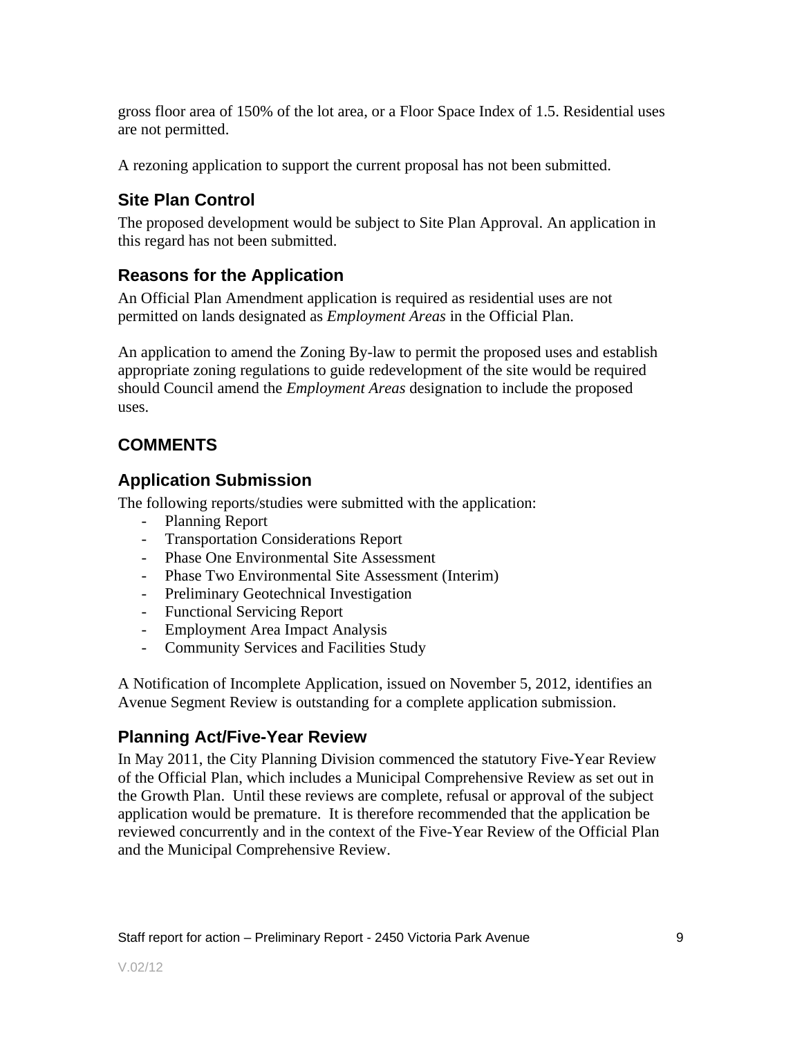gross floor area of 150% of the lot area, or a Floor Space Index of 1.5. Residential uses are not permitted.

A rezoning application to support the current proposal has not been submitted.

### Site Plan Control

The proposed development would be subject to Site Plan Approval. An application in this regard has not been submitted.

### Reasons for the Application

An Official Plan Amendment application is required as residential uses are not permitted on lands designated as *Employment Areas* in the Official Plan.

An application to amend the Zoning By-law to permit the proposed uses and establish appropriate zoning regulations to guide redevelopment of the site would be required should Council amend the *Employment Areas* designation to include the proposed uses.

## COMMENTS

### Application Submission

The following reports/studies were submitted with the application:

- Planning Report
- Transportation Considerations Report
- Phase One Environmental Site Assessment
- Phase Two Environmental Site Assessment (Interim)
- Preliminary Geotechnical Investigation
- Functional Servicing Report
- Employment Area Impact Analysis
- Community Services and Facilities Study

A Notification of Incomplete Application, issued on November 5, 2012, identifies an Avenue Segment Review is outstanding for a complete application submission.

### Planning Act/Five-Year Review

In May 2011, the City Planning Division commenced the statutory Five-Year Review of the Official Plan, which includes a Municipal Comprehensive Review as set out in the Growth Plan. Until these reviews are complete, refusal or approval of the subject application would be premature. It is therefore recommended that the application be reviewed concurrently and in the context of the Five-Year Review of the Official Plan and the Municipal Comprehensive Review.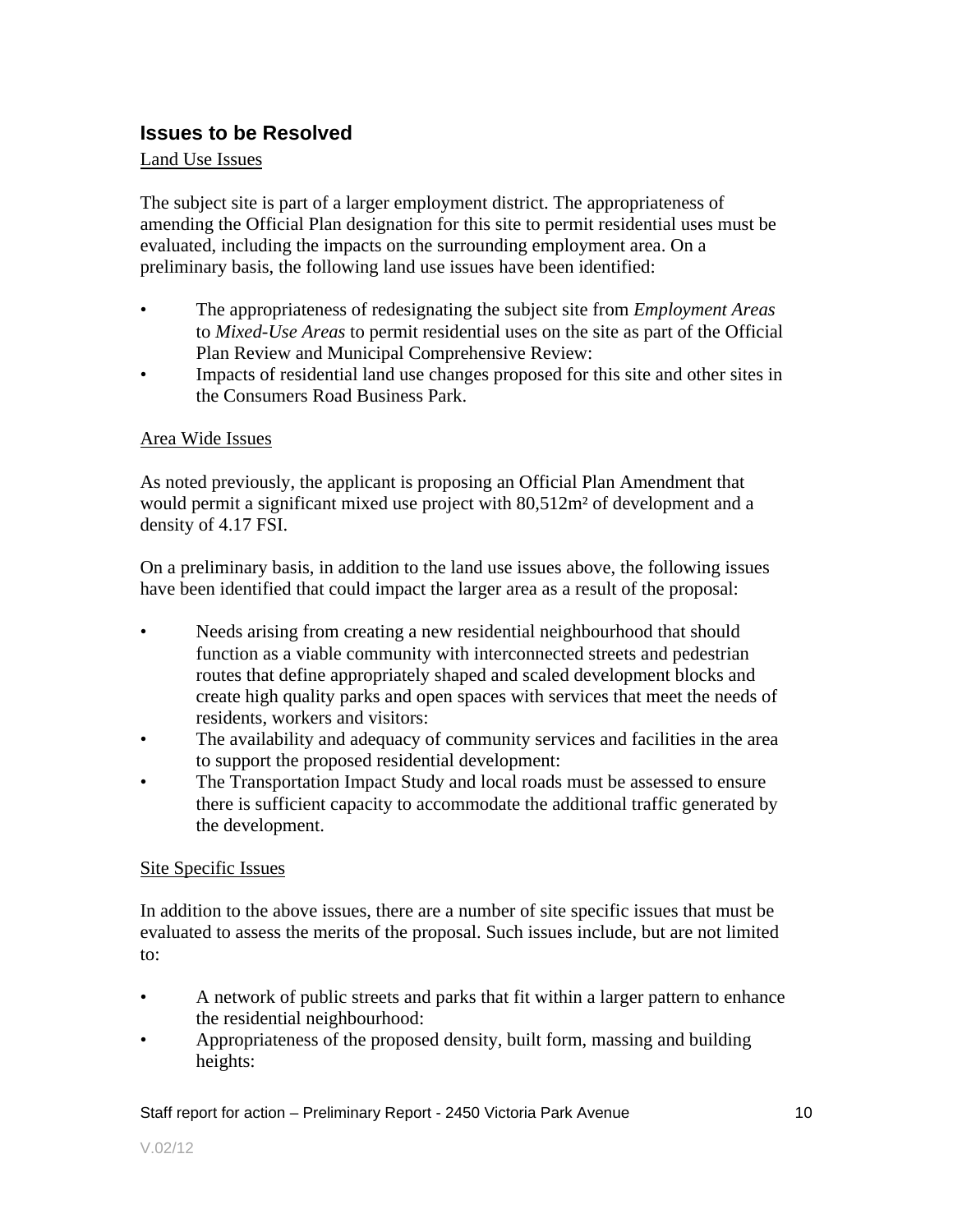## Issues to be Resolved

Land Use Issues

The subject site is part of a larger employment district. The appropriateness of amending the Official Plan designation for this site to permit residential uses must be evaluated, including the impacts on the surrounding employment area. On a preliminary basis, the following land use issues have been identified:

- The appropriateness of redesignating the subject site from *Employment Areas* to *Mixed-Use Areas* to permit residential uses on the site as part of the Official Plan Review and Municipal Comprehensive Review:
- Impacts of residential land use changes proposed for this site and other sites in the Consumers Road Business Park.

Area Wide Issues

As noted previously, the applicant is proposing an Official Plan Amendment that would permit a significant mixed use project with 80,512m² of development and a density of 4.17 FSI.

On a preliminary basis, in addition to the land use issues above, the following issues have been identified that could impact the larger area as a result of the proposal:

- Needs arising from creating a new residential neighbourhood that should function as a viable community with interconnected streets and pedestrian routes that define appropriately shaped and scaled development blocks and create high quality parks and open spaces with services that meet the needs of residents, workers and visitors:
- The availability and adequacy of community services and facilities in the area to support the proposed residential development:
- The Transportation Impact Study and local roads must be assessed to ensure there is sufficient capacity to accommodate the additional traffic generated by the development.

Site Specific Issues

In addition to the above issues, there are a number of site specific issues that must be evaluated to assess the merits of the proposal. Such issues include, but are not limited to:

- A network of public streets and parks that fit within a larger pattern to enhance the residential neighbourhood:
- Appropriateness of the proposed density, built form, massing and building heights: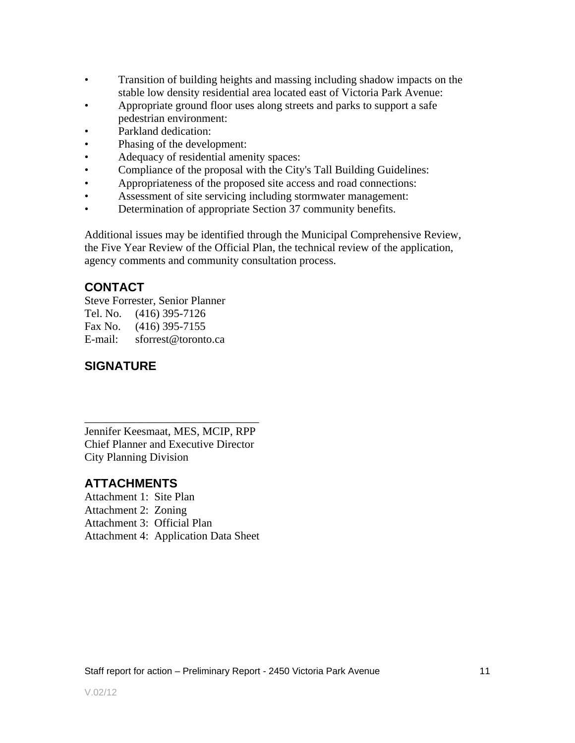- Transition of building heights and massing including shadow impacts on the stable low density residential area located east of Victoria Park Avenue:
- Appropriate ground floor uses along streets and parks to support a safe pedestrian environment:
- Parkland dedication:
- Phasing of the development:
- Adequacy of residential amenity spaces:
- Compliance of the proposal with the City's Tall Building Guidelines:
- Appropriateness of the proposed site access and road connections:
- Assessment of site servicing including stormwater management:
- Determination of appropriate Section 37 community benefits.

Additional issues may be identified through the Municipal Comprehensive Review, the Five Year Review of the Official Plan, the technical review of the application, agency comments and community consultation process.

## CONTACT

Steve Forrester, Senior Planner
Tel. No. (416) 395-7126
Fax No. (416) 395-7155
E-mail: sforrest@toronto.ca

## SIGNATURE

_______________________________
Jennifer Keesmaat, MES, MCIP, RPP
Chief Planner and Executive Director
City Planning Division

## ATTACHMENTS

Attachment 1: Site Plan
Attachment 2: Zoning
Attachment 3: Official Plan
Attachment 4: Application Data Sheet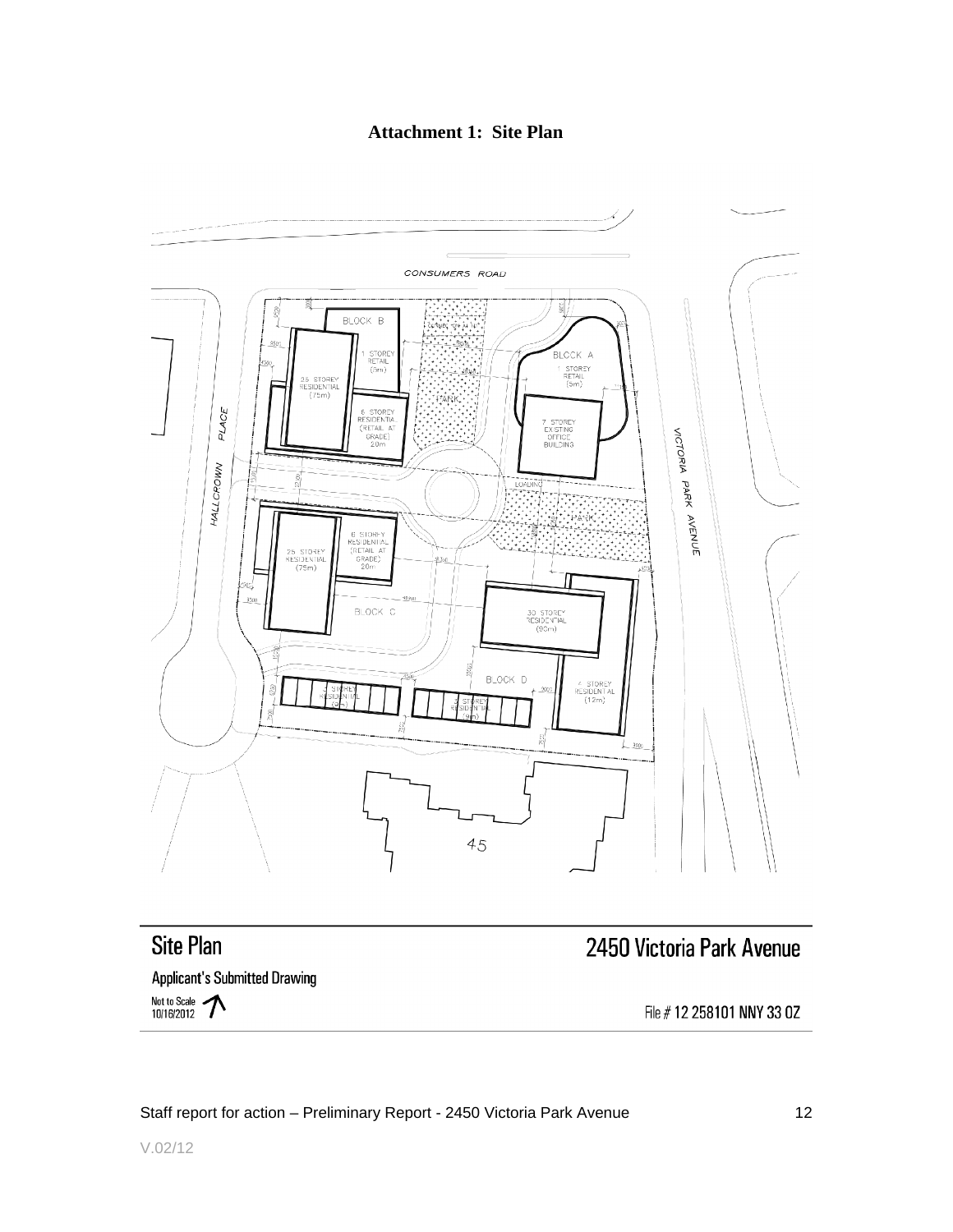**Attachment 1: Site Plan**

CONSUMERS ROAD

BLOCK B

1 STOREY RETAIL (5m)

25 STOREY RESIDENTIAL (75m)

6 STOREY RESIDENTIAL (RETAIL AT GRADE) 20m

PARK

BLOCK A

1 STOREY RETAIL (5m)

7 STOREY EXISTING OFFICE BUILDING

HALLCROWN PLACE

VICTORIA PARK AVENUE

LOADING

PARK

6 STOREY RESIDENTIAL (RETAIL AT GRADE) 20m

25 STOREY RESIDENTIAL (75m)

BLOCK C

30 STOREY RESIDENTIAL (95m)

BLOCK D

4 STOREY RESIDENTIAL (12m)

3 STOREY RESIDENTIAL (9m)

3 STOREY RESIDENTIAL (9m)

45

## Site Plan

Applicant's Submitted Drawing

Not to Scale
10/16/2012

## 2450 Victoria Park Avenue

File # 12 258101 NNY 33 OZ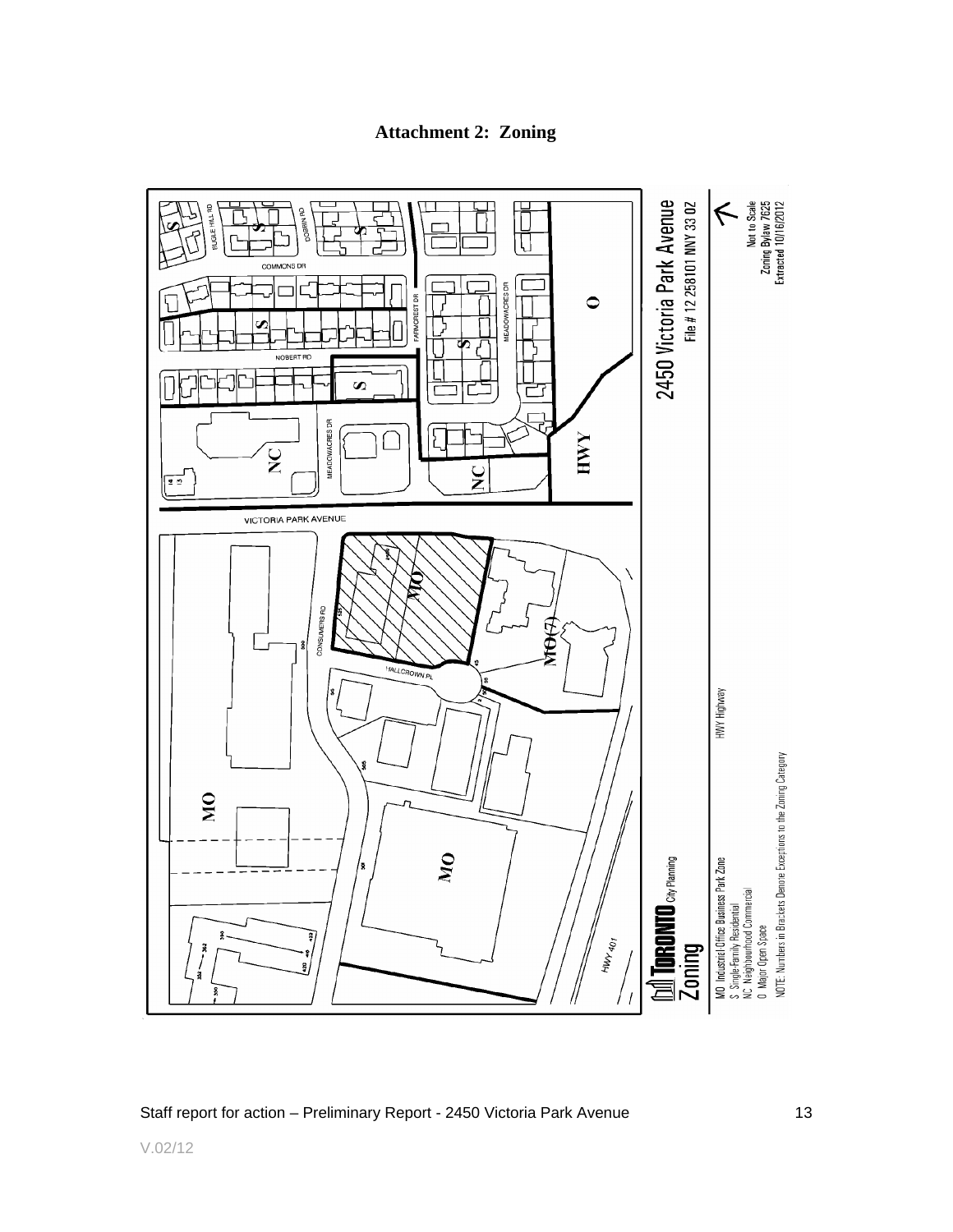**Attachment 2: Zoning**

2450 Victoria Park Avenue

File # 12 258101 NNY 33 OZ

Not to Scale
Zoning Bylaw 7625
Extracted 10/16/2012

TORONTO City Planning

Zoning

MO Industrial Office Business Park Zone
S Single-Family Residential
NC Neighbourhood Commercial
O Major Open Space
HWY Highway

NOTE: Numbers in Brackets Denote Exceptions to the Zoning Category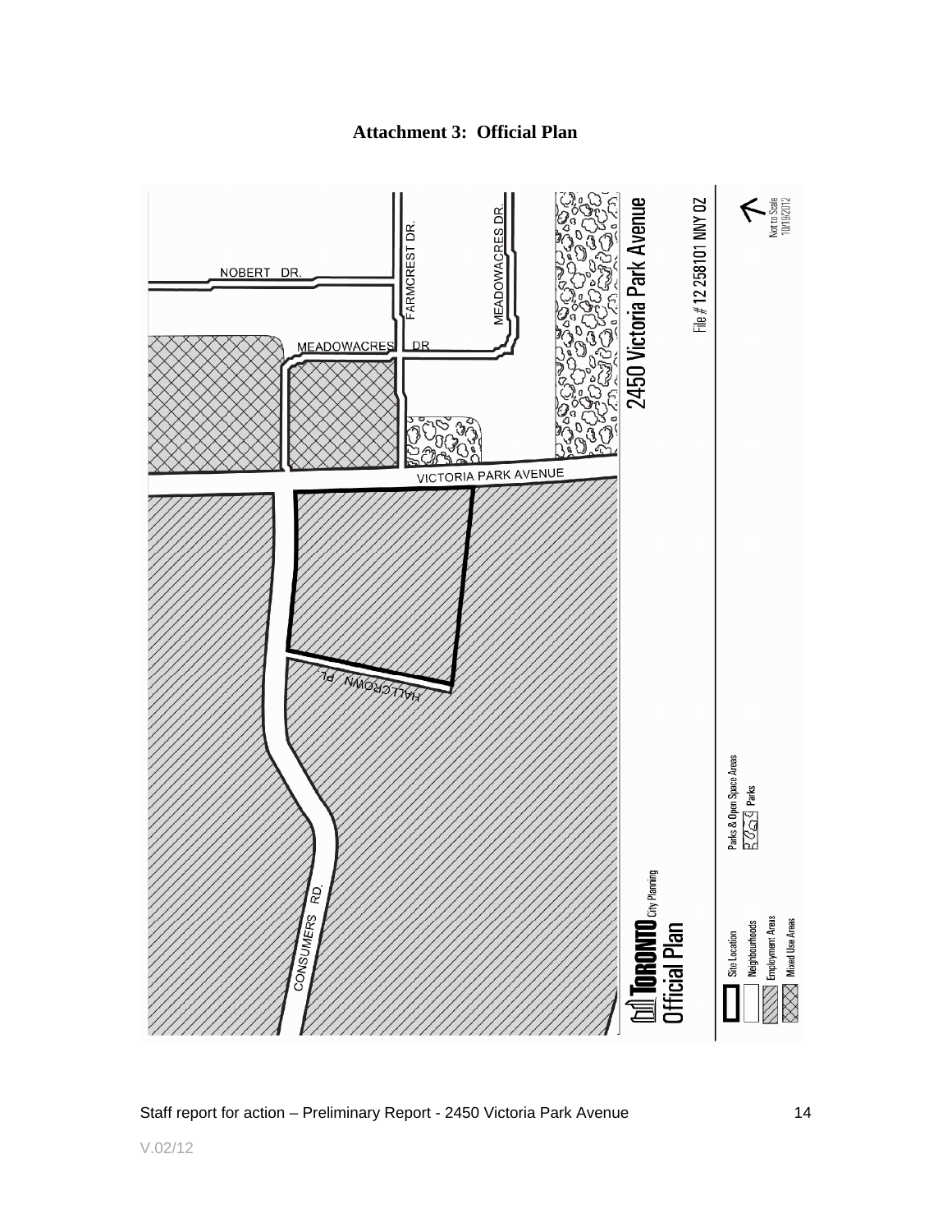**Attachment 3: Official Plan**

NOBERT DR.

FARMCREST DR.

MEADOWACRES DR.

MEADOWACRES DR

VICTORIA PARK AVENUE

HALLCROWN PL.

CONSUMERS RD.

**2450 Victoria Park Avenue**

File # 12 258101 NNY 0Z

Not to Scale
10/19/2012

**TORONTO** City Planning
**Official Plan**

Site Location
Neighbourhoods
Employment Areas
Mixed Use Areas

Parks & Open Space Areas
Parks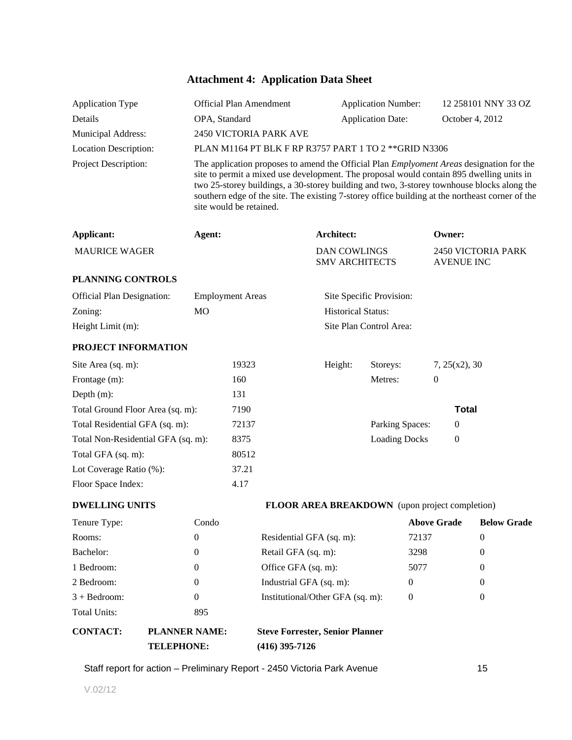# Attachment 4: Application Data Sheet

| | | | |
|---|---|---|---|
| Application Type | Official Plan Amendment | Application Number: | 12 258101 NNY 33 OZ |
| Details | OPA, Standard | Application Date: | October 4, 2012 |
| Municipal Address: | 2450 VICTORIA PARK AVE | | |
| Location Description: | PLAN M1164 PT BLK F RP R3757 PART 1 TO 2 **GRID N3306 | | |
| Project Description: | The application proposes to amend the Official Plan *Emplyoment Areas* designation for the site to permit a mixed use development. The proposal would contain 895 dwelling units in two 25-storey buildings, a 30-storey building and two, 3-storey townhouse blocks along the southern edge of the site. The existing 7-storey office building at the northeast corner of the site would be retained. | | |

| **Applicant:** | **Agent:** | **Architect:** | **Owner:** |
|---|---|---|---|
| MAURICE WAGER | | DAN COWLINGS SMV ARCHITECTS | 2450 VICTORIA PARK AVENUE INC |

**PLANNING CONTROLS**

| | | | |
|---|---|---|---|
| Official Plan Designation: | Employment Areas | Site Specific Provision: | |
| Zoning: | MO | Historical Status: | |
| Height Limit (m): | | Site Plan Control Area: | |

**PROJECT INFORMATION**

| | | | | |
|---|---|---|---|---|
| Site Area (sq. m): | 19323 | Height: | Storeys: | 7, 25(x2), 30 |
| Frontage (m): | 160 | | Metres: | 0 |
| Depth (m): | 131 | | | |
| Total Ground Floor Area (sq. m): | 7190 | | | **Total** |
| Total Residential GFA (sq. m): | 72137 | | Parking Spaces: | 0 |
| Total Non-Residential GFA (sq. m): | 8375 | | Loading Docks | 0 |
| Total GFA (sq. m): | 80512 | | | |
| Lot Coverage Ratio (%): | 37.21 | | | |
| Floor Space Index: | 4.17 | | | |

**DWELLING UNITS** | **FLOOR AREA BREAKDOWN** (upon project completion)

| | | | **Above Grade** | **Below Grade** |
|---|---|---|---|---|
| Tenure Type: | Condo | | | |
| Rooms: | 0 | Residential GFA (sq. m): | 72137 | 0 |
| Bachelor: | 0 | Retail GFA (sq. m): | 3298 | 0 |
| 1 Bedroom: | 0 | Office GFA (sq. m): | 5077 | 0 |
| 2 Bedroom: | 0 | Industrial GFA (sq. m): | 0 | 0 |
| 3 + Bedroom: | 0 | Institutional/Other GFA (sq. m): | 0 | 0 |
| Total Units: | 895 | | | |

| | | |
|---|---|---|
| **CONTACT:** | **PLANNER NAME:** | **Steve Forrester, Senior Planner** |
| | **TELEPHONE:** | **(416) 395-7126** |